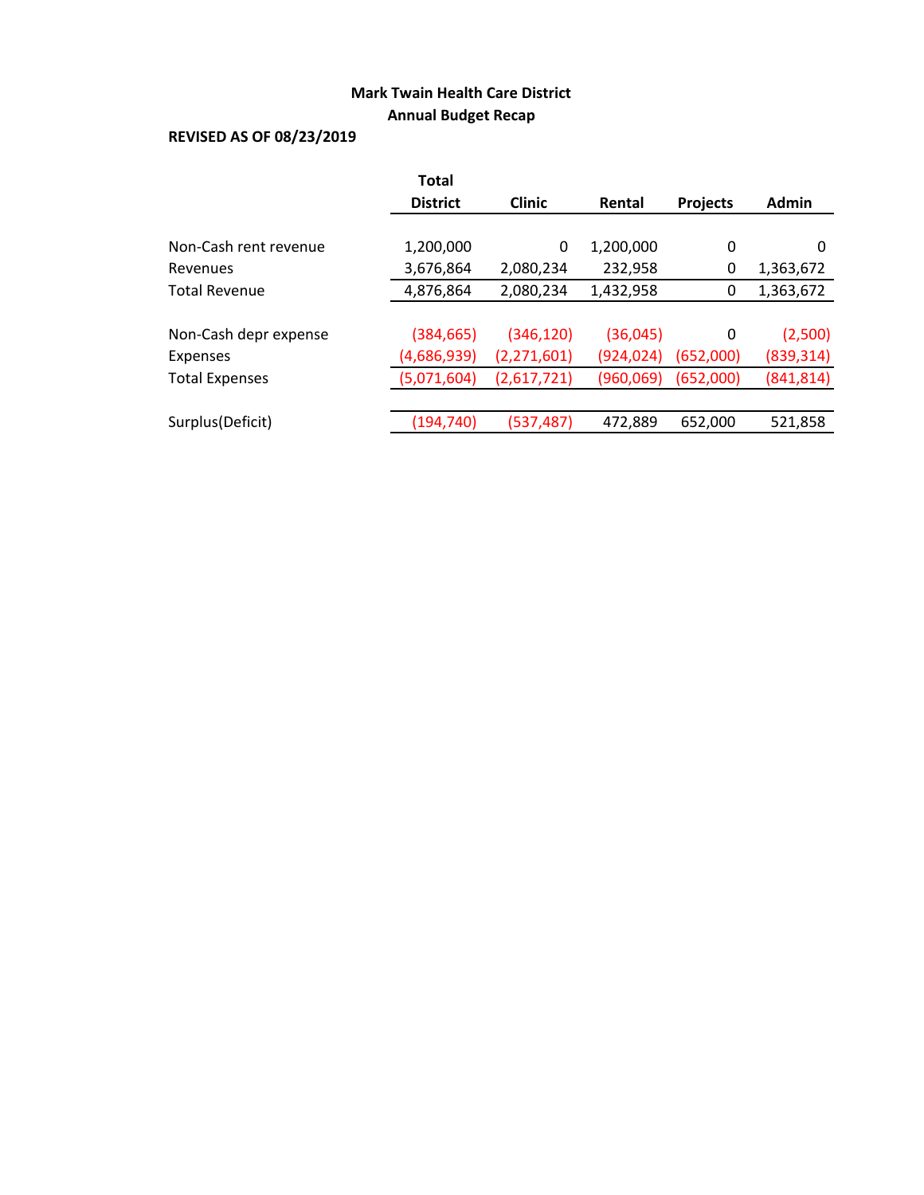**Mark Twain Health Care District**

**Annual Budget Recap**

**REVISED AS OF 08/23/2019**

| | Total District | Clinic | Rental | Projects | Admin |
|---|---|---|---|---|---|
| Non-Cash rent revenue | 1,200,000 | 0 | 1,200,000 | 0 | 0 |
| Revenues | 3,676,864 | 2,080,234 | 232,958 | 0 | 1,363,672 |
| Total Revenue | 4,876,864 | 2,080,234 | 1,432,958 | 0 | 1,363,672 |
| | | | | | |
| Non-Cash depr expense | (384,665) | (346,120) | (36,045) | 0 | (2,500) |
| Expenses | (4,686,939) | (2,271,601) | (924,024) | (652,000) | (839,314) |
| Total Expenses | (5,071,604) | (2,617,721) | (960,069) | (652,000) | (841,814) |
| | | | | | |
| Surplus(Deficit) | (194,740) | (537,487) | 472,889 | 652,000 | 521,858 |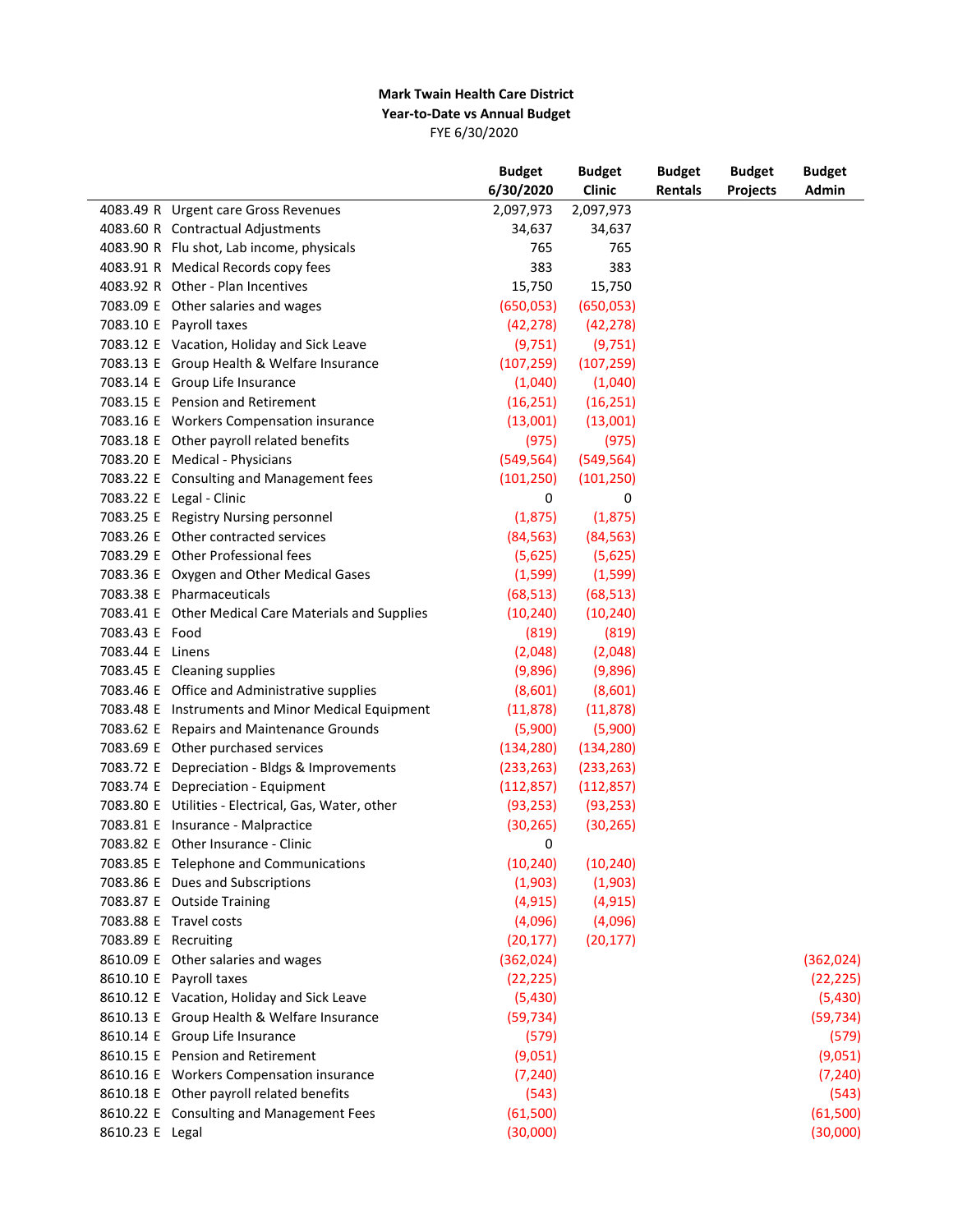**Mark Twain Health Care District**
**Year-to-Date vs Annual Budget**
FYE 6/30/2020

| | | Budget 6/30/2020 | Budget Clinic | Budget Rentals | Budget Projects | Budget Admin |
|---|---|---|---|---|---|---|
| 4083.49 R | Urgent care Gross Revenues | 2,097,973 | 2,097,973 | | | |
| 4083.60 R | Contractual Adjustments | 34,637 | 34,637 | | | |
| 4083.90 R | Flu shot, Lab income, physicals | 765 | 765 | | | |
| 4083.91 R | Medical Records copy fees | 383 | 383 | | | |
| 4083.92 R | Other - Plan Incentives | 15,750 | 15,750 | | | |
| 7083.09 E | Other salaries and wages | (650,053) | (650,053) | | | |
| 7083.10 E | Payroll taxes | (42,278) | (42,278) | | | |
| 7083.12 E | Vacation, Holiday and Sick Leave | (9,751) | (9,751) | | | |
| 7083.13 E | Group Health & Welfare Insurance | (107,259) | (107,259) | | | |
| 7083.14 E | Group Life Insurance | (1,040) | (1,040) | | | |
| 7083.15 E | Pension and Retirement | (16,251) | (16,251) | | | |
| 7083.16 E | Workers Compensation insurance | (13,001) | (13,001) | | | |
| 7083.18 E | Other payroll related benefits | (975) | (975) | | | |
| 7083.20 E | Medical - Physicians | (549,564) | (549,564) | | | |
| 7083.22 E | Consulting and Management fees | (101,250) | (101,250) | | | |
| 7083.22 E | Legal - Clinic | 0 | 0 | | | |
| 7083.25 E | Registry Nursing personnel | (1,875) | (1,875) | | | |
| 7083.26 E | Other contracted services | (84,563) | (84,563) | | | |
| 7083.29 E | Other Professional fees | (5,625) | (5,625) | | | |
| 7083.36 E | Oxygen and Other Medical Gases | (1,599) | (1,599) | | | |
| 7083.38 E | Pharmaceuticals | (68,513) | (68,513) | | | |
| 7083.41 E | Other Medical Care Materials and Supplies | (10,240) | (10,240) | | | |
| 7083.43 E | Food | (819) | (819) | | | |
| 7083.44 E | Linens | (2,048) | (2,048) | | | |
| 7083.45 E | Cleaning supplies | (9,896) | (9,896) | | | |
| 7083.46 E | Office and Administrative supplies | (8,601) | (8,601) | | | |
| 7083.48 E | Instruments and Minor Medical Equipment | (11,878) | (11,878) | | | |
| 7083.62 E | Repairs and Maintenance Grounds | (5,900) | (5,900) | | | |
| 7083.69 E | Other purchased services | (134,280) | (134,280) | | | |
| 7083.72 E | Depreciation - Bldgs & Improvements | (233,263) | (233,263) | | | |
| 7083.74 E | Depreciation - Equipment | (112,857) | (112,857) | | | |
| 7083.80 E | Utilities - Electrical, Gas, Water, other | (93,253) | (93,253) | | | |
| 7083.81 E | Insurance - Malpractice | (30,265) | (30,265) | | | |
| 7083.82 E | Other Insurance - Clinic | 0 | | | | |
| 7083.85 E | Telephone and Communications | (10,240) | (10,240) | | | |
| 7083.86 E | Dues and Subscriptions | (1,903) | (1,903) | | | |
| 7083.87 E | Outside Training | (4,915) | (4,915) | | | |
| 7083.88 E | Travel costs | (4,096) | (4,096) | | | |
| 7083.89 E | Recruiting | (20,177) | (20,177) | | | |
| 8610.09 E | Other salaries and wages | (362,024) | | | | (362,024) |
| 8610.10 E | Payroll taxes | (22,225) | | | | (22,225) |
| 8610.12 E | Vacation, Holiday and Sick Leave | (5,430) | | | | (5,430) |
| 8610.13 E | Group Health & Welfare Insurance | (59,734) | | | | (59,734) |
| 8610.14 E | Group Life Insurance | (579) | | | | (579) |
| 8610.15 E | Pension and Retirement | (9,051) | | | | (9,051) |
| 8610.16 E | Workers Compensation insurance | (7,240) | | | | (7,240) |
| 8610.18 E | Other payroll related benefits | (543) | | | | (543) |
| 8610.22 E | Consulting and Management Fees | (61,500) | | | | (61,500) |
| 8610.23 E | Legal | (30,000) | | | | (30,000) |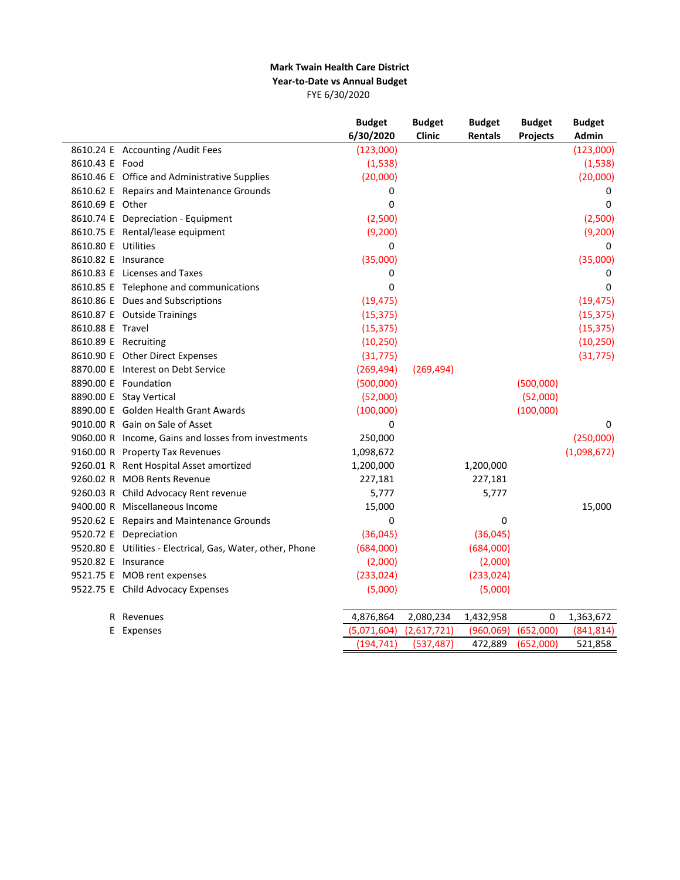**Mark Twain Health Care District**
**Year-to-Date vs Annual Budget**
FYE 6/30/2020

| | | Budget 6/30/2020 | Budget Clinic | Budget Rentals | Budget Projects | Budget Admin |
|---|---|---|---|---|---|---|
| 8610.24 E | Accounting /Audit Fees | (123,000) | | | | (123,000) |
| 8610.43 E | Food | (1,538) | | | | (1,538) |
| 8610.46 E | Office and Administrative Supplies | (20,000) | | | | (20,000) |
| 8610.62 E | Repairs and Maintenance Grounds | 0 | | | | 0 |
| 8610.69 E | Other | 0 | | | | 0 |
| 8610.74 E | Depreciation - Equipment | (2,500) | | | | (2,500) |
| 8610.75 E | Rental/lease equipment | (9,200) | | | | (9,200) |
| 8610.80 E | Utilities | 0 | | | | 0 |
| 8610.82 E | Insurance | (35,000) | | | | (35,000) |
| 8610.83 E | Licenses and Taxes | 0 | | | | 0 |
| 8610.85 E | Telephone and communications | 0 | | | | 0 |
| 8610.86 E | Dues and Subscriptions | (19,475) | | | | (19,475) |
| 8610.87 E | Outside Trainings | (15,375) | | | | (15,375) |
| 8610.88 E | Travel | (15,375) | | | | (15,375) |
| 8610.89 E | Recruiting | (10,250) | | | | (10,250) |
| 8610.90 E | Other Direct Expenses | (31,775) | | | | (31,775) |
| 8870.00 E | Interest on Debt Service | (269,494) | (269,494) | | | |
| 8890.00 E | Foundation | (500,000) | | | (500,000) | |
| 8890.00 E | Stay Vertical | (52,000) | | | (52,000) | |
| 8890.00 E | Golden Health Grant Awards | (100,000) | | | (100,000) | |
| 9010.00 R | Gain on Sale of Asset | 0 | | | | 0 |
| 9060.00 R | Income, Gains and losses from investments | 250,000 | | | | (250,000) |
| 9160.00 R | Property Tax Revenues | 1,098,672 | | | | (1,098,672) |
| 9260.01 R | Rent Hospital Asset amortized | 1,200,000 | | 1,200,000 | | |
| 9260.02 R | MOB Rents Revenue | 227,181 | | 227,181 | | |
| 9260.03 R | Child Advocacy Rent revenue | 5,777 | | 5,777 | | |
| 9400.00 R | Miscellaneous Income | 15,000 | | | | 15,000 |
| 9520.62 E | Repairs and Maintenance Grounds | 0 | | 0 | | |
| 9520.72 E | Depreciation | (36,045) | | (36,045) | | |
| 9520.80 E | Utilities - Electrical, Gas, Water, other, Phone | (684,000) | | (684,000) | | |
| 9520.82 E | Insurance | (2,000) | | (2,000) | | |
| 9521.75 E | MOB rent expenses | (233,024) | | (233,024) | | |
| 9522.75 E | Child Advocacy Expenses | (5,000) | | (5,000) | | |
| R | Revenues | 4,876,864 | 2,080,234 | 1,432,958 | 0 | 1,363,672 |
| E | Expenses | (5,071,604) | (2,617,721) | (960,069) | (652,000) | (841,814) |
| | | (194,741) | (537,487) | 472,889 | (652,000) | 521,858 |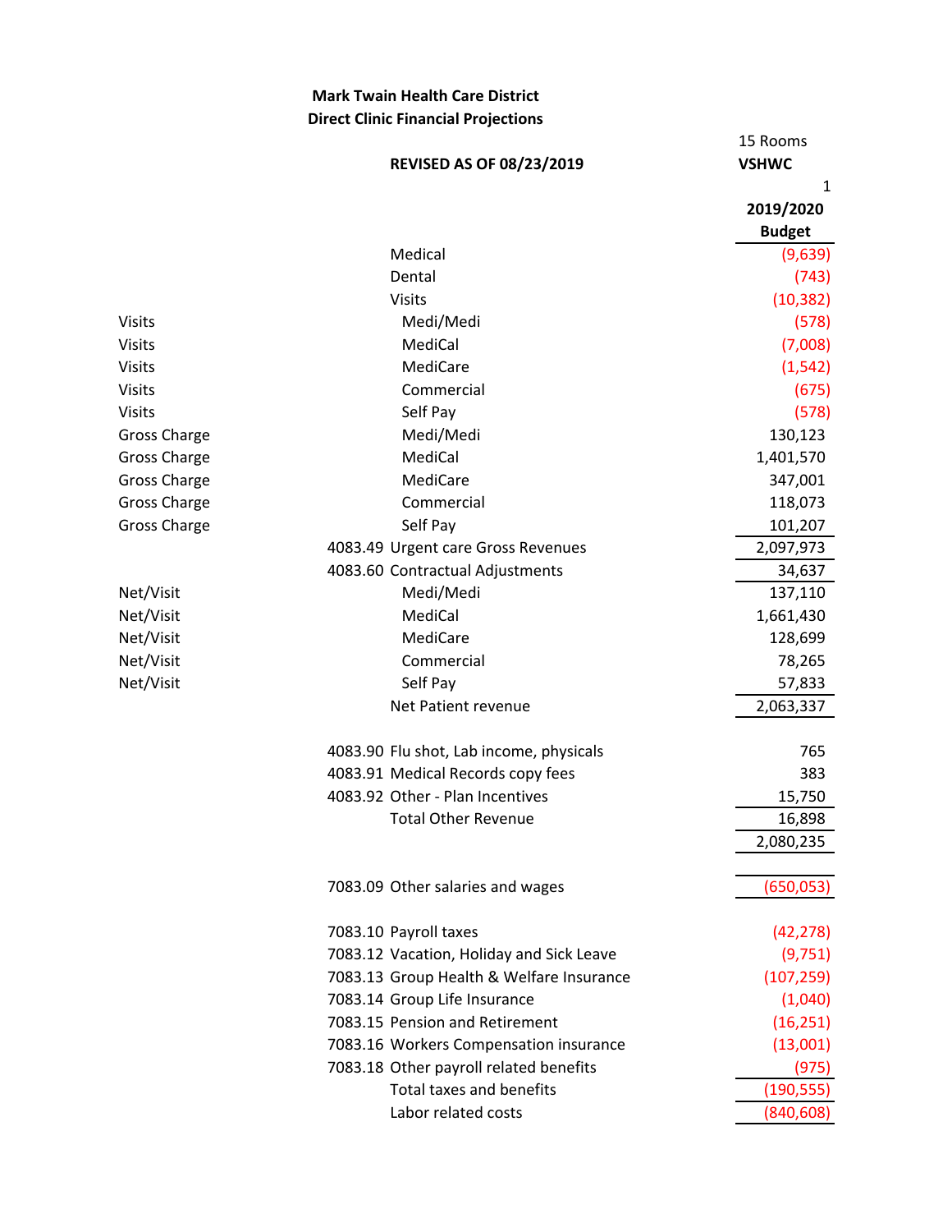**Mark Twain Health Care District**
**Direct Clinic Financial Projections**

| | | | 15 Rooms |
|---|---|---|---|
| | | **REVISED AS OF 08/23/2019** | **VSHWC** |
| | | | 1 |
| | | | **2019/2020 Budget** |
| | | Medical | (9,639) |
| | | Dental | (743) |
| | | Visits | (10,382) |
| Visits | | Medi/Medi | (578) |
| Visits | | MediCal | (7,008) |
| Visits | | MediCare | (1,542) |
| Visits | | Commercial | (675) |
| Visits | | Self Pay | (578) |
| Gross Charge | | Medi/Medi | 130,123 |
| Gross Charge | | MediCal | 1,401,570 |
| Gross Charge | | MediCare | 347,001 |
| Gross Charge | | Commercial | 118,073 |
| Gross Charge | | Self Pay | 101,207 |
| | 4083.49 | Urgent care Gross Revenues | 2,097,973 |
| | 4083.60 | Contractual Adjustments | 34,637 |
| Net/Visit | | Medi/Medi | 137,110 |
| Net/Visit | | MediCal | 1,661,430 |
| Net/Visit | | MediCare | 128,699 |
| Net/Visit | | Commercial | 78,265 |
| Net/Visit | | Self Pay | 57,833 |
| | | Net Patient revenue | 2,063,337 |
| | | | |
| | 4083.90 | Flu shot, Lab income, physicals | 765 |
| | 4083.91 | Medical Records copy fees | 383 |
| | 4083.92 | Other - Plan Incentives | 15,750 |
| | | Total Other Revenue | 16,898 |
| | | | 2,080,235 |
| | | | |
| | 7083.09 | Other salaries and wages | (650,053) |
| | | | |
| | 7083.10 | Payroll taxes | (42,278) |
| | 7083.12 | Vacation, Holiday and Sick Leave | (9,751) |
| | 7083.13 | Group Health & Welfare Insurance | (107,259) |
| | 7083.14 | Group Life Insurance | (1,040) |
| | 7083.15 | Pension and Retirement | (16,251) |
| | 7083.16 | Workers Compensation insurance | (13,001) |
| | 7083.18 | Other payroll related benefits | (975) |
| | | Total taxes and benefits | (190,555) |
| | | Labor related costs | (840,608) |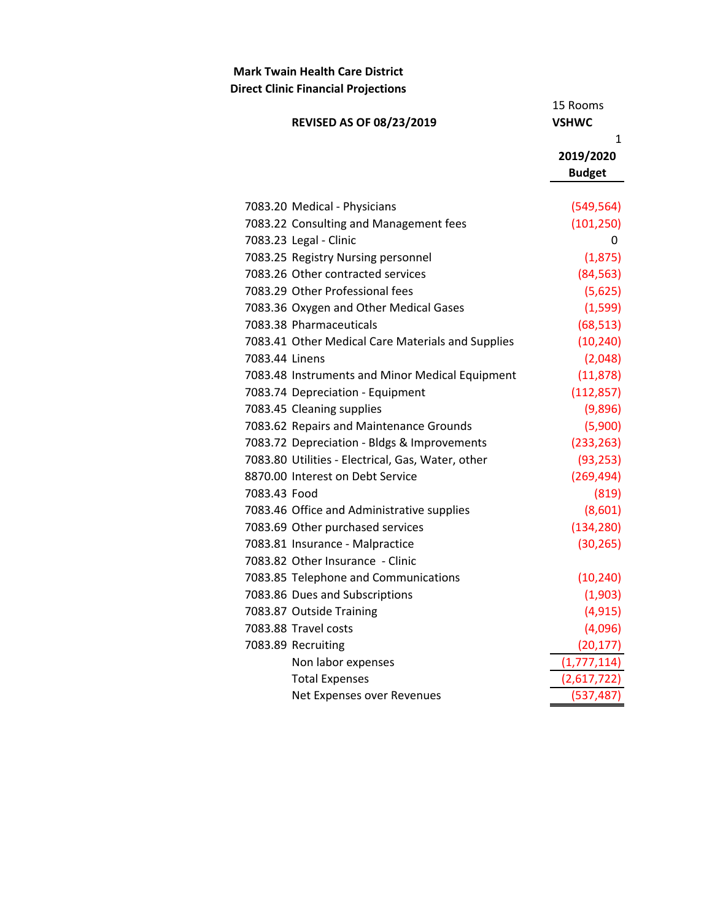**Mark Twain Health Care District**
**Direct Clinic Financial Projections**

| REVISED AS OF 08/23/2019 | 15 Rooms<br>**VSHWC**<br>1<br>**2019/2020 Budget** |
|---|---|
| 7083.20 Medical - Physicians | (549,564) |
| 7083.22 Consulting and Management fees | (101,250) |
| 7083.23 Legal - Clinic | 0 |
| 7083.25 Registry Nursing personnel | (1,875) |
| 7083.26 Other contracted services | (84,563) |
| 7083.29 Other Professional fees | (5,625) |
| 7083.36 Oxygen and Other Medical Gases | (1,599) |
| 7083.38 Pharmaceuticals | (68,513) |
| 7083.41 Other Medical Care Materials and Supplies | (10,240) |
| 7083.44 Linens | (2,048) |
| 7083.48 Instruments and Minor Medical Equipment | (11,878) |
| 7083.74 Depreciation - Equipment | (112,857) |
| 7083.45 Cleaning supplies | (9,896) |
| 7083.62 Repairs and Maintenance Grounds | (5,900) |
| 7083.72 Depreciation - Bldgs & Improvements | (233,263) |
| 7083.80 Utilities - Electrical, Gas, Water, other | (93,253) |
| 8870.00 Interest on Debt Service | (269,494) |
| 7083.43 Food | (819) |
| 7083.46 Office and Administrative supplies | (8,601) |
| 7083.69 Other purchased services | (134,280) |
| 7083.81 Insurance - Malpractice | (30,265) |
| 7083.82 Other Insurance - Clinic | |
| 7083.85 Telephone and Communications | (10,240) |
| 7083.86 Dues and Subscriptions | (1,903) |
| 7083.87 Outside Training | (4,915) |
| 7083.88 Travel costs | (4,096) |
| 7083.89 Recruiting | (20,177) |
| Non labor expenses | (1,777,114) |
| Total Expenses | (2,617,722) |
| Net Expenses over Revenues | (537,487) |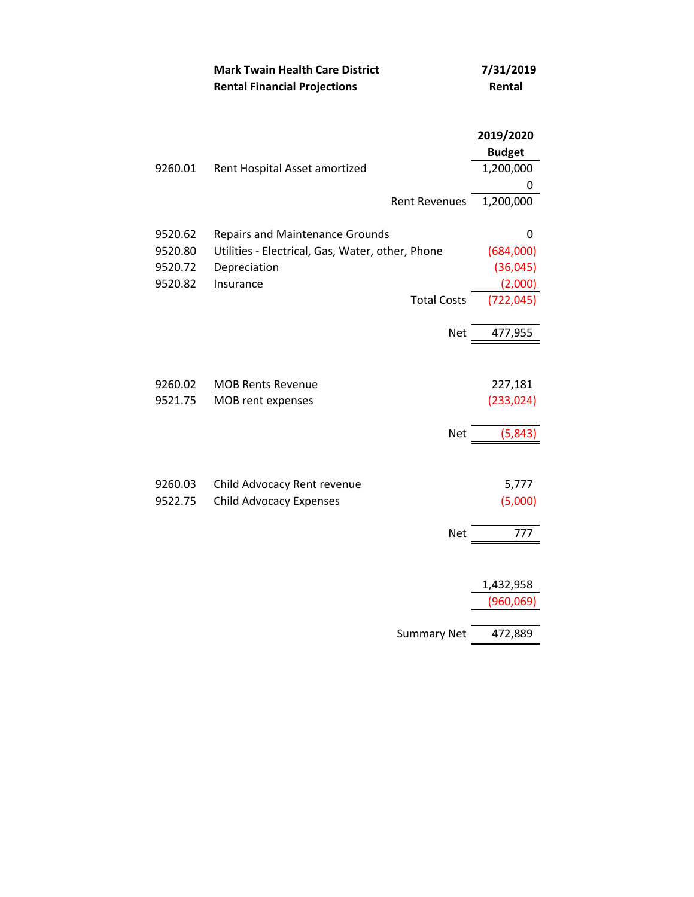**Mark Twain Health Care District**
**Rental Financial Projections**

**7/31/2019**
**Rental**

| Account | Description | 2019/2020 Budget |
|---|---|---|
| 9260.01 | Rent Hospital Asset amortized | 1,200,000 |
| | | 0 |
| | Rent Revenues | 1,200,000 |
| | | |
| 9520.62 | Repairs and Maintenance Grounds | 0 |
| 9520.80 | Utilities - Electrical, Gas, Water, other, Phone | (684,000) |
| 9520.72 | Depreciation | (36,045) |
| 9520.82 | Insurance | (2,000) |
| | Total Costs | (722,045) |
| | | |
| | Net | 477,955 |
| | | |
| 9260.02 | MOB Rents Revenue | 227,181 |
| 9521.75 | MOB rent expenses | (233,024) |
| | | |
| | Net | (5,843) |
| | | |
| 9260.03 | Child Advocacy Rent revenue | 5,777 |
| 9522.75 | Child Advocacy Expenses | (5,000) |
| | | |
| | Net | 777 |
| | | |
| | | 1,432,958 |
| | | (960,069) |
| | | |
| | Summary Net | 472,889 |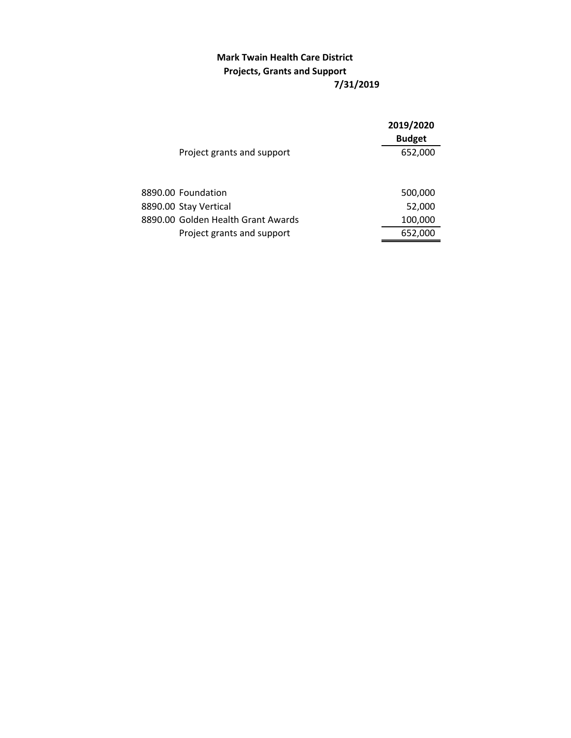**Mark Twain Health Care District**
**Projects, Grants and Support**
**7/31/2019**

| | | 2019/2020 Budget |
|---|---|---|
| | Project grants and support | 652,000 |
| | | |
| 8890.00 | Foundation | 500,000 |
| 8890.00 | Stay Vertical | 52,000 |
| 8890.00 | Golden Health Grant Awards | 100,000 |
| | Project grants and support | 652,000 |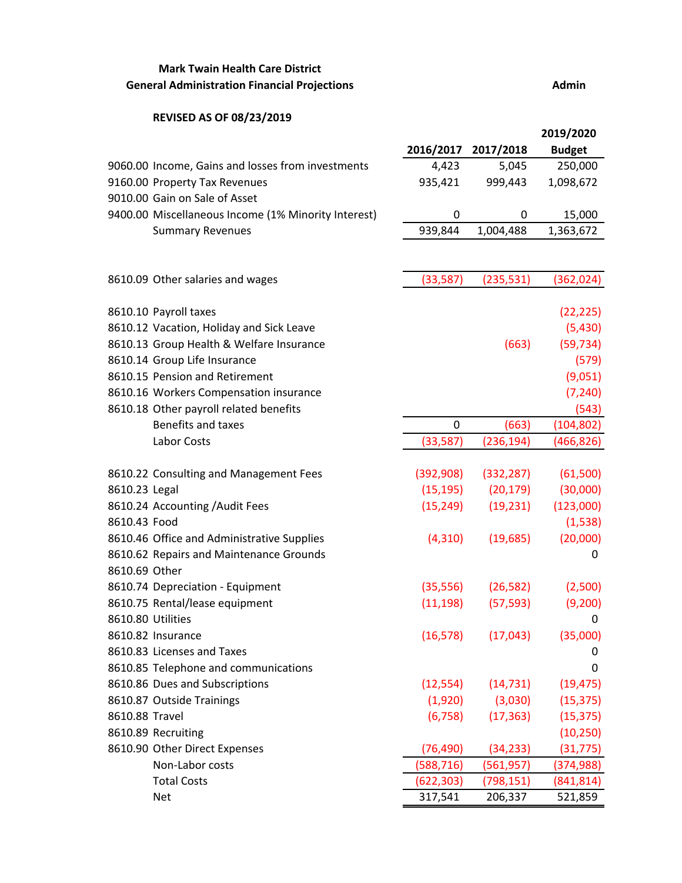**Mark Twain Health Care District**

**General Administration Financial Projections** **Admin**

**REVISED AS OF 08/23/2019**

| | | 2016/2017 | 2017/2018 | 2019/2020 Budget |
|---|---|---|---|---|
| 9060.00 | Income, Gains and losses from investments | 4,423 | 5,045 | 250,000 |
| 9160.00 | Property Tax Revenues | 935,421 | 999,443 | 1,098,672 |
| 9010.00 | Gain on Sale of Asset | | | |
| 9400.00 | Miscellaneous Income (1% Minority Interest) | 0 | 0 | 15,000 |
| | Summary Revenues | 939,844 | 1,004,488 | 1,363,672 |
| | | | | |
| 8610.09 | Other salaries and wages | (33,587) | (235,531) | (362,024) |
| | | | | |
| 8610.10 | Payroll taxes | | | (22,225) |
| 8610.12 | Vacation, Holiday and Sick Leave | | | (5,430) |
| 8610.13 | Group Health & Welfare Insurance | | (663) | (59,734) |
| 8610.14 | Group Life Insurance | | | (579) |
| 8610.15 | Pension and Retirement | | | (9,051) |
| 8610.16 | Workers Compensation insurance | | | (7,240) |
| 8610.18 | Other payroll related benefits | | | (543) |
| | Benefits and taxes | 0 | (663) | (104,802) |
| | Labor Costs | (33,587) | (236,194) | (466,826) |
| | | | | |
| 8610.22 | Consulting and Management Fees | (392,908) | (332,287) | (61,500) |
| 8610.23 | Legal | (15,195) | (20,179) | (30,000) |
| 8610.24 | Accounting /Audit Fees | (15,249) | (19,231) | (123,000) |
| 8610.43 | Food | | | (1,538) |
| 8610.46 | Office and Administrative Supplies | (4,310) | (19,685) | (20,000) |
| 8610.62 | Repairs and Maintenance Grounds | | | 0 |
| 8610.69 | Other | | | |
| 8610.74 | Depreciation - Equipment | (35,556) | (26,582) | (2,500) |
| 8610.75 | Rental/lease equipment | (11,198) | (57,593) | (9,200) |
| 8610.80 | Utilities | | | 0 |
| 8610.82 | Insurance | (16,578) | (17,043) | (35,000) |
| 8610.83 | Licenses and Taxes | | | 0 |
| 8610.85 | Telephone and communications | | | 0 |
| 8610.86 | Dues and Subscriptions | (12,554) | (14,731) | (19,475) |
| 8610.87 | Outside Trainings | (1,920) | (3,030) | (15,375) |
| 8610.88 | Travel | (6,758) | (17,363) | (15,375) |
| 8610.89 | Recruiting | | | (10,250) |
| 8610.90 | Other Direct Expenses | (76,490) | (34,233) | (31,775) |
| | Non-Labor costs | (588,716) | (561,957) | (374,988) |
| | Total Costs | (622,303) | (798,151) | (841,814) |
| | Net | 317,541 | 206,337 | 521,859 |